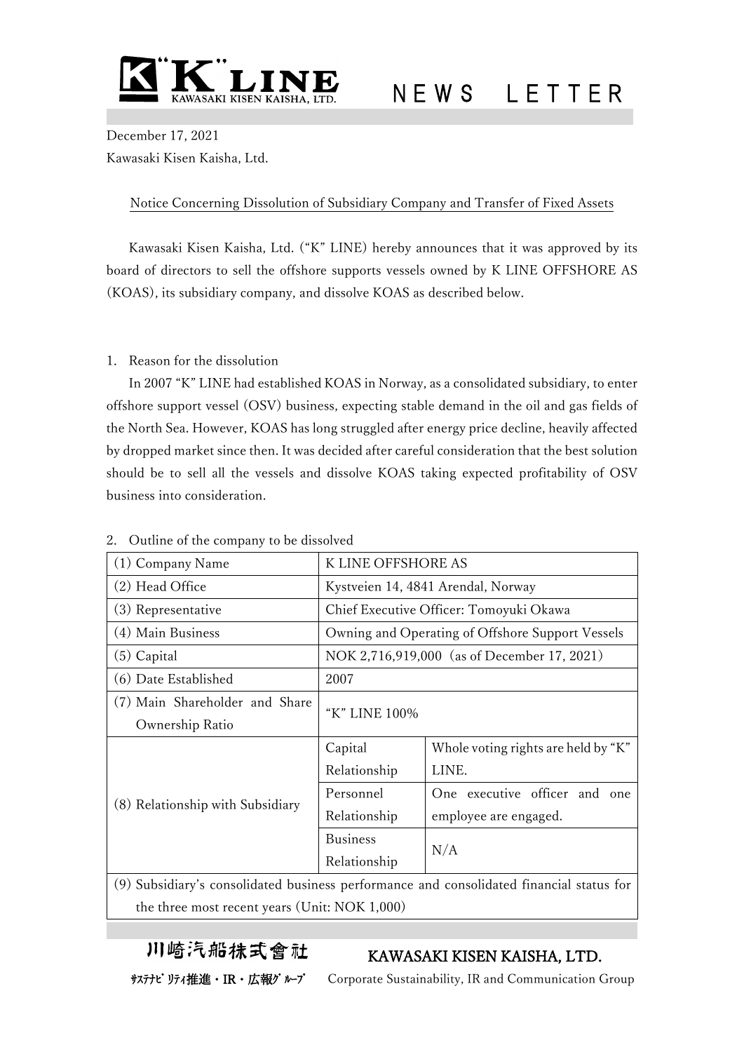# "K" LINE NEWS LETTER

December 17, 2021
Kawasaki Kisen Kaisha, Ltd.

## Notice Concerning Dissolution of Subsidiary Company and Transfer of Fixed Assets

Kawasaki Kisen Kaisha, Ltd. ("K" LINE) hereby announces that it was approved by its board of directors to sell the offshore supports vessels owned by K LINE OFFSHORE AS (KOAS), its subsidiary company, and dissolve KOAS as described below.

1. Reason for the dissolution

In 2007 "K" LINE had established KOAS in Norway, as a consolidated subsidiary, to enter offshore support vessel (OSV) business, expecting stable demand in the oil and gas fields of the North Sea. However, KOAS has long struggled after energy price decline, heavily affected by dropped market since then. It was decided after careful consideration that the best solution should be to sell all the vessels and dissolve KOAS taking expected profitability of OSV business into consideration.

2. Outline of the company to be dissolved

| | | |
|---|---|---|
| (1) Company Name | K LINE OFFSHORE AS | |
| (2) Head Office | Kystveien 14, 4841 Arendal, Norway | |
| (3) Representative | Chief Executive Officer: Tomoyuki Okawa | |
| (4) Main Business | Owning and Operating of Offshore Support Vessels | |
| (5) Capital | NOK 2,716,919,000 (as of December 17, 2021) | |
| (6) Date Established | 2007 | |
| (7) Main Shareholder and Share Ownership Ratio | "K" LINE 100% | |
| (8) Relationship with Subsidiary | Capital Relationship | Whole voting rights are held by "K" LINE. |
| | Personnel Relationship | One executive officer and one employee are engaged. |
| | Business Relationship | N/A |
| (9) Subsidiary's consolidated business performance and consolidated financial status for the three most recent years (Unit: NOK 1,000) | | |

川崎汽船株式會社 KAWASAKI KISEN KAISHA, LTD.
ｻｽﾃﾅﾋﾞﾘﾃｨ推進・IR・広報ｸﾞﾙｰﾌﾟ Corporate Sustainability, IR and Communication Group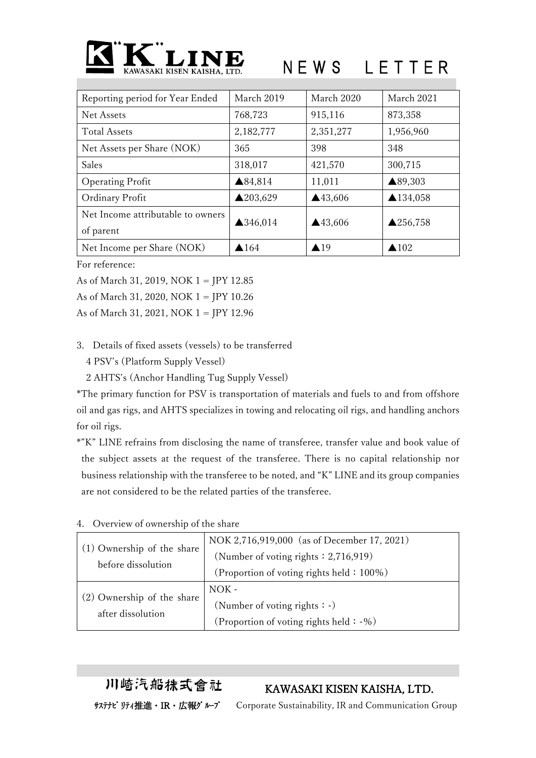| Reporting period for Year Ended | March 2019 | March 2020 | March 2021 |
|---|---|---|---|
| Net Assets | 768,723 | 915,116 | 873,358 |
| Total Assets | 2,182,777 | 2,351,277 | 1,956,960 |
| Net Assets per Share (NOK) | 365 | 398 | 348 |
| Sales | 318,017 | 421,570 | 300,715 |
| Operating Profit | ▲84,814 | 11,011 | ▲89,303 |
| Ordinary Profit | ▲203,629 | ▲43,606 | ▲134,058 |
| Net Income attributable to owners of parent | ▲346,014 | ▲43,606 | ▲256,758 |
| Net Income per Share (NOK) | ▲164 | ▲19 | ▲102 |

For reference:

As of March 31, 2019, NOK 1 = JPY 12.85

As of March 31, 2020, NOK 1 = JPY 10.26

As of March 31, 2021, NOK 1 = JPY 12.96

3. Details of fixed assets (vessels) to be transferred

   4 PSV's (Platform Supply Vessel)

   2 AHTS's (Anchor Handling Tug Supply Vessel)

*The primary function for PSV is transportation of materials and fuels to and from offshore oil and gas rigs, and AHTS specializes in towing and relocating oil rigs, and handling anchors for oil rigs.

*"K" LINE refrains from disclosing the name of transferee, transfer value and book value of the subject assets at the request of the transferee. There is no capital relationship nor business relationship with the transferee to be noted, and "K" LINE and its group companies are not considered to be the related parties of the transferee.

4. Overview of ownership of the share

| | |
|---|---|
| (1) Ownership of the share before dissolution | NOK 2,716,919,000 (as of December 17, 2021)<br>(Number of voting rights：2,716,919)<br>(Proportion of voting rights held：100%) |
| (2) Ownership of the share after dissolution | NOK -<br>(Number of voting rights：-)<br>(Proportion of voting rights held：-%) |

川崎汽船株式會社 KAWASAKI KISEN KAISHA, LTD.

ｻｽﾃﾅﾋﾞﾘﾃｨ推進・IR・広報ｸﾞﾙｰﾌﾟ Corporate Sustainability, IR and Communication Group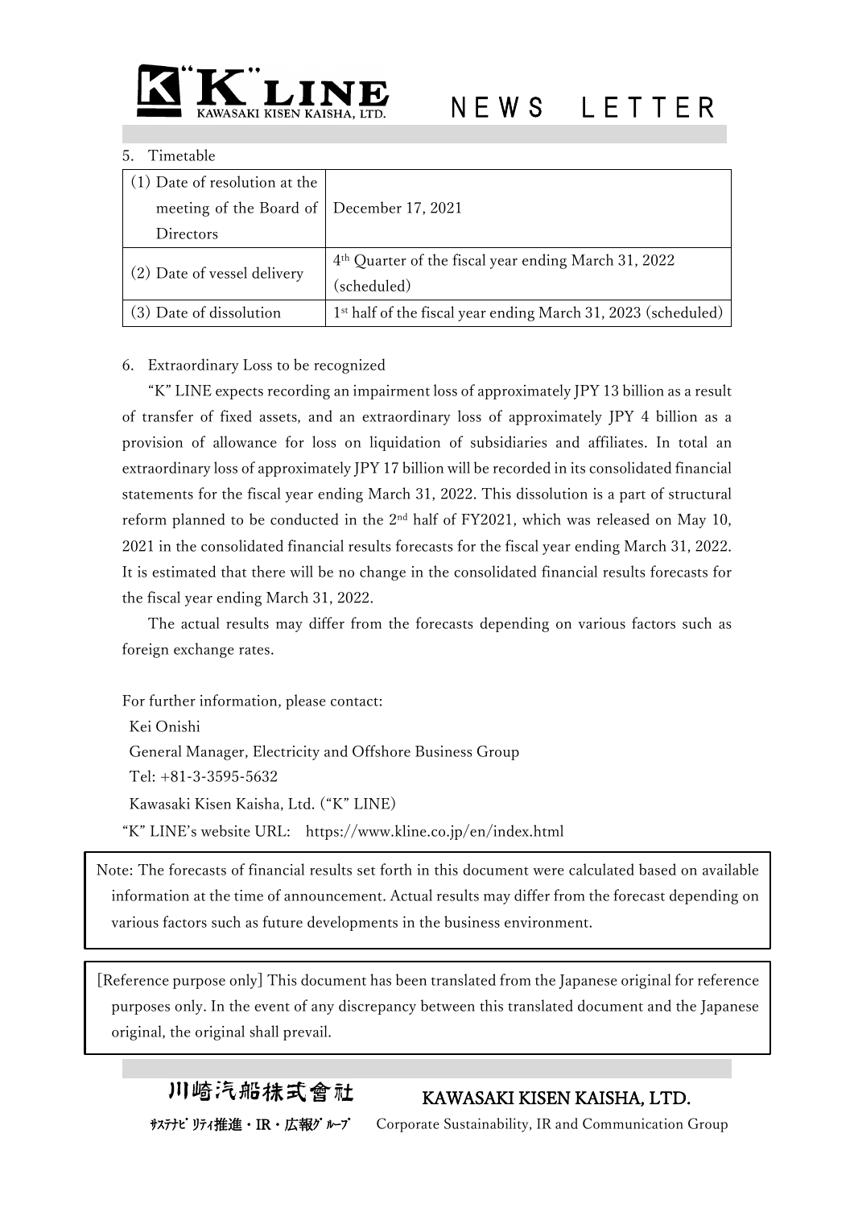## 5. Timetable

| | |
|---|---|
| (1) Date of resolution at the meeting of the Board of Directors | December 17, 2021 |
| (2) Date of vessel delivery | 4th Quarter of the fiscal year ending March 31, 2022 (scheduled) |
| (3) Date of dissolution | 1st half of the fiscal year ending March 31, 2023 (scheduled) |

## 6. Extraordinary Loss to be recognized

"K" LINE expects recording an impairment loss of approximately JPY 13 billion as a result of transfer of fixed assets, and an extraordinary loss of approximately JPY 4 billion as a provision of allowance for loss on liquidation of subsidiaries and affiliates. In total an extraordinary loss of approximately JPY 17 billion will be recorded in its consolidated financial statements for the fiscal year ending March 31, 2022. This dissolution is a part of structural reform planned to be conducted in the 2nd half of FY2021, which was released on May 10, 2021 in the consolidated financial results forecasts for the fiscal year ending March 31, 2022. It is estimated that there will be no change in the consolidated financial results forecasts for the fiscal year ending March 31, 2022.

The actual results may differ from the forecasts depending on various factors such as foreign exchange rates.

For further information, please contact:
Kei Onishi
General Manager, Electricity and Offshore Business Group
Tel: +81-3-3595-5632
Kawasaki Kisen Kaisha, Ltd. ("K" LINE)
"K" LINE's website URL: https://www.kline.co.jp/en/index.html

Note: The forecasts of financial results set forth in this document were calculated based on available information at the time of announcement. Actual results may differ from the forecast depending on various factors such as future developments in the business environment.

[Reference purpose only] This document has been translated from the Japanese original for reference purposes only. In the event of any discrepancy between this translated document and the Japanese original, the original shall prevail.